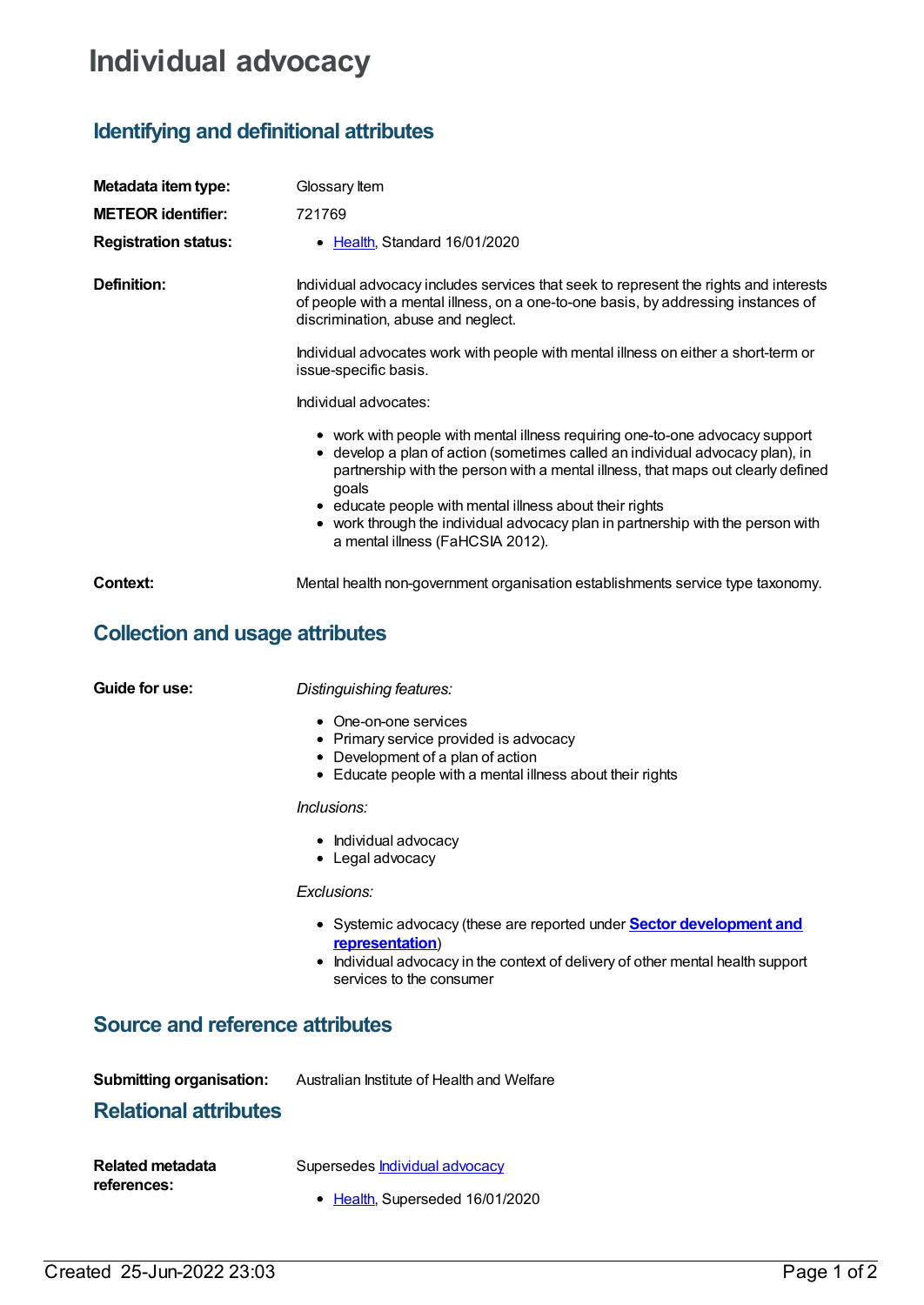# Individual advocacy

## Identifying and definitional attributes

**Metadata item type:** Glossary Item

**METEOR identifier:** 721769

**Registration status:**

- Health, Standard 16/01/2020

**Definition:**

Individual advocacy includes services that seek to represent the rights and interests of people with a mental illness, on a one-to-one basis, by addressing instances of discrimination, abuse and neglect.

Individual advocates work with people with mental illness on either a short-term or issue-specific basis.

Individual advocates:

- work with people with mental illness requiring one-to-one advocacy support
- develop a plan of action (sometimes called an individual advocacy plan), in partnership with the person with a mental illness, that maps out clearly defined goals
- educate people with mental illness about their rights
- work through the individual advocacy plan in partnership with the person with a mental illness (FaHCSIA 2012).

**Context:** Mental health non-government organisation establishments service type taxonomy.

## Collection and usage attributes

**Guide for use:**

*Distinguishing features:*

- One-on-one services
- Primary service provided is advocacy
- Development of a plan of action
- Educate people with a mental illness about their rights

*Inclusions:*

- Individual advocacy
- Legal advocacy

*Exclusions:*

- Systemic advocacy (these are reported under **Sector development and representation**)
- Individual advocacy in the context of delivery of other mental health support services to the consumer

## Source and reference attributes

**Submitting organisation:** Australian Institute of Health and Welfare

## Relational attributes

**Related metadata references:**

Supersedes Individual advocacy

- Health, Superseded 16/01/2020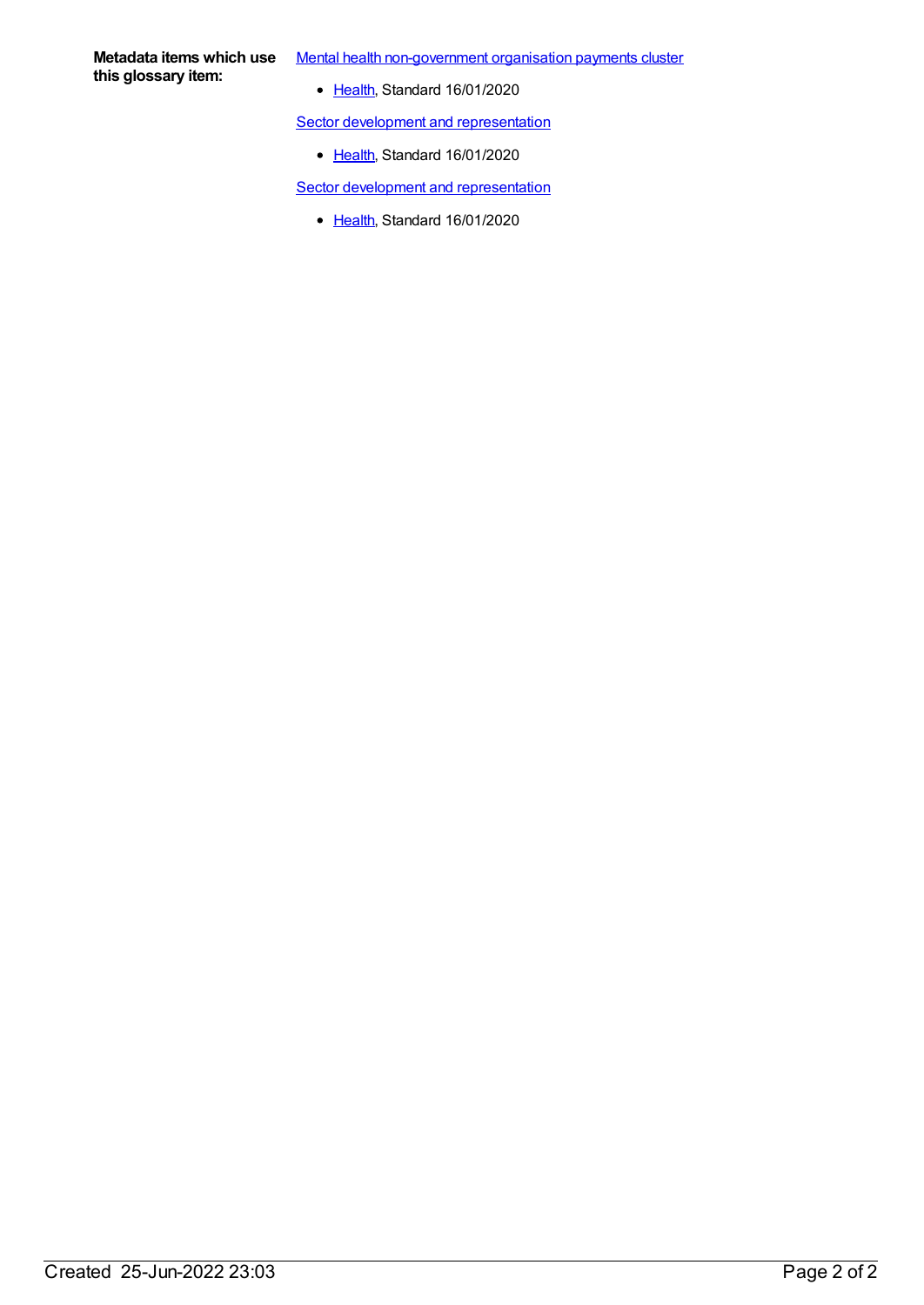**Metadata items which use this glossary item:**

Mental health non-government organisation payments cluster

- Health, Standard 16/01/2020

Sector development and representation

- Health, Standard 16/01/2020

Sector development and representation

- Health, Standard 16/01/2020